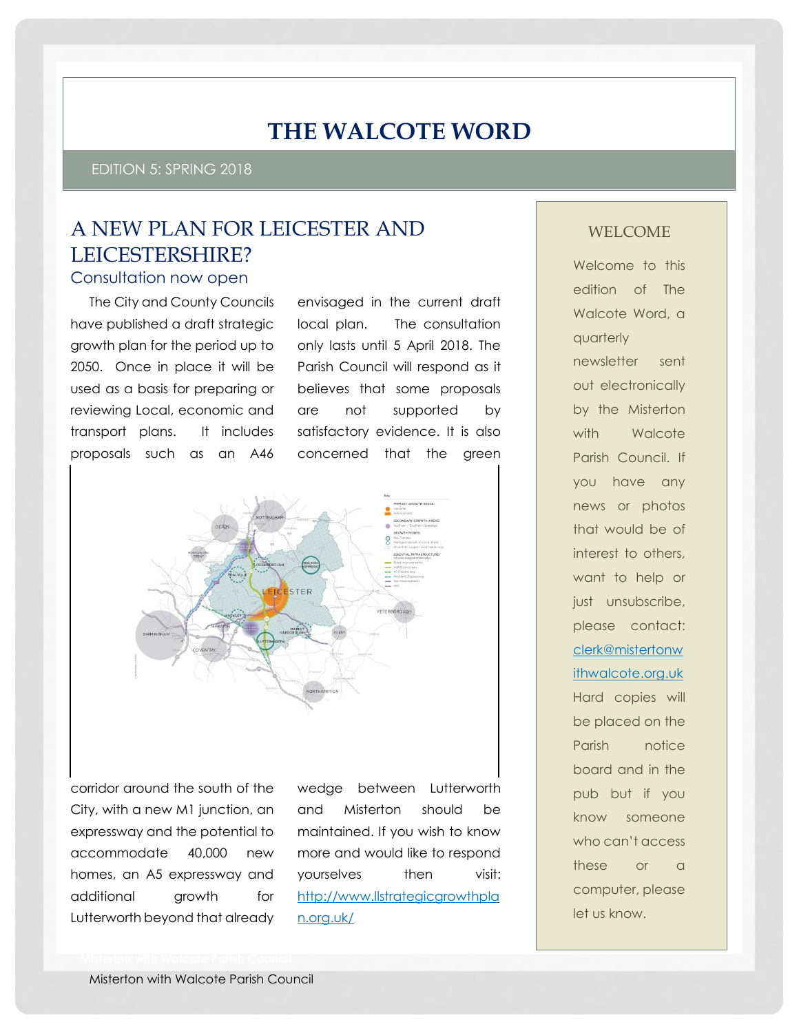# THE WALCOTE WORD

EDITION 5: SPRING 2018

## A NEW PLAN FOR LEICESTER AND LEICESTERSHIRE?

### Consultation now open

The City and County Councils have published a draft strategic growth plan for the period up to 2050. Once in place it will be used as a basis for preparing or reviewing Local, economic and transport plans. It includes proposals such as an A46 corridor around the south of the City, with a new M1 junction, an expressway and the potential to accommodate 40,000 new homes, an A5 expressway and additional growth for Lutterworth beyond that already envisaged in the current draft local plan. The consultation only lasts until 5 April 2018. The Parish Council will respond as it believes that some proposals are not supported by satisfactory evidence. It is also concerned that the green wedge between Lutterworth and Misterton should be maintained. If you wish to know more and would like to respond yourselves then visit: http://www.llstrategicgrowthplan.org.uk/

## WELCOME

Welcome to this edition of The Walcote Word, a quarterly newsletter sent out electronically by the Misterton with Walcote Parish Council. If you have any news or photos that would be of interest to others, want to help or just unsubscribe, please contact: clerk@mistertonwithwalcote.org.uk Hard copies will be placed on the Parish notice board and in the pub but if you know someone who can't access these or a computer, please let us know.

Misterton with Walcote Parish Council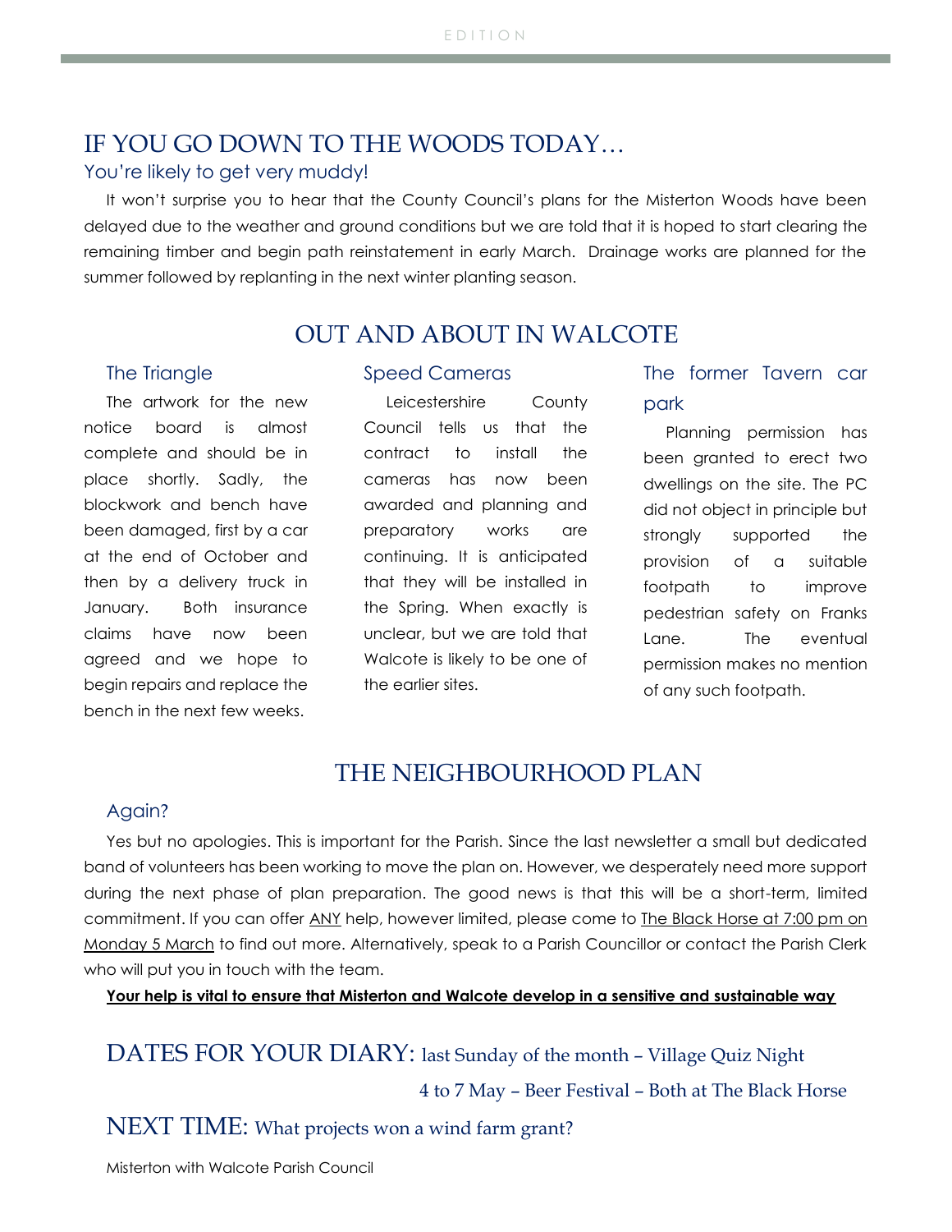## IF YOU GO DOWN TO THE WOODS TODAY…

### You're likely to get very muddy!

It won't surprise you to hear that the County Council's plans for the Misterton Woods have been delayed due to the weather and ground conditions but we are told that it is hoped to start clearing the remaining timber and begin path reinstatement in early March. Drainage works are planned for the summer followed by replanting in the next winter planting season.

## OUT AND ABOUT IN WALCOTE

### The Triangle

The artwork for the new notice board is almost complete and should be in place shortly. Sadly, the blockwork and bench have been damaged, first by a car at the end of October and then by a delivery truck in January. Both insurance claims have now been agreed and we hope to begin repairs and replace the bench in the next few weeks.

### Speed Cameras

Leicestershire County Council tells us that the contract to install the cameras has now been awarded and planning and preparatory works are continuing. It is anticipated that they will be installed in the Spring. When exactly is unclear, but we are told that Walcote is likely to be one of the earlier sites.

### The former Tavern car park

Planning permission has been granted to erect two dwellings on the site. The PC did not object in principle but strongly supported the provision of a suitable footpath to improve pedestrian safety on Franks Lane. The eventual permission makes no mention of any such footpath.

## THE NEIGHBOURHOOD PLAN

### Again?

Yes but no apologies. This is important for the Parish. Since the last newsletter a small but dedicated band of volunteers has been working to move the plan on. However, we desperately need more support during the next phase of plan preparation. The good news is that this will be a short-term, limited commitment. If you can offer ANY help, however limited, please come to The Black Horse at 7:00 pm on Monday 5 March to find out more. Alternatively, speak to a Parish Councillor or contact the Parish Clerk who will put you in touch with the team.

**Your help is vital to ensure that Misterton and Walcote develop in a sensitive and sustainable way**

## DATES FOR YOUR DIARY: last Sunday of the month – Village Quiz Night

4 to 7 May – Beer Festival – Both at The Black Horse

## NEXT TIME: What projects won a wind farm grant?

Misterton with Walcote Parish Council